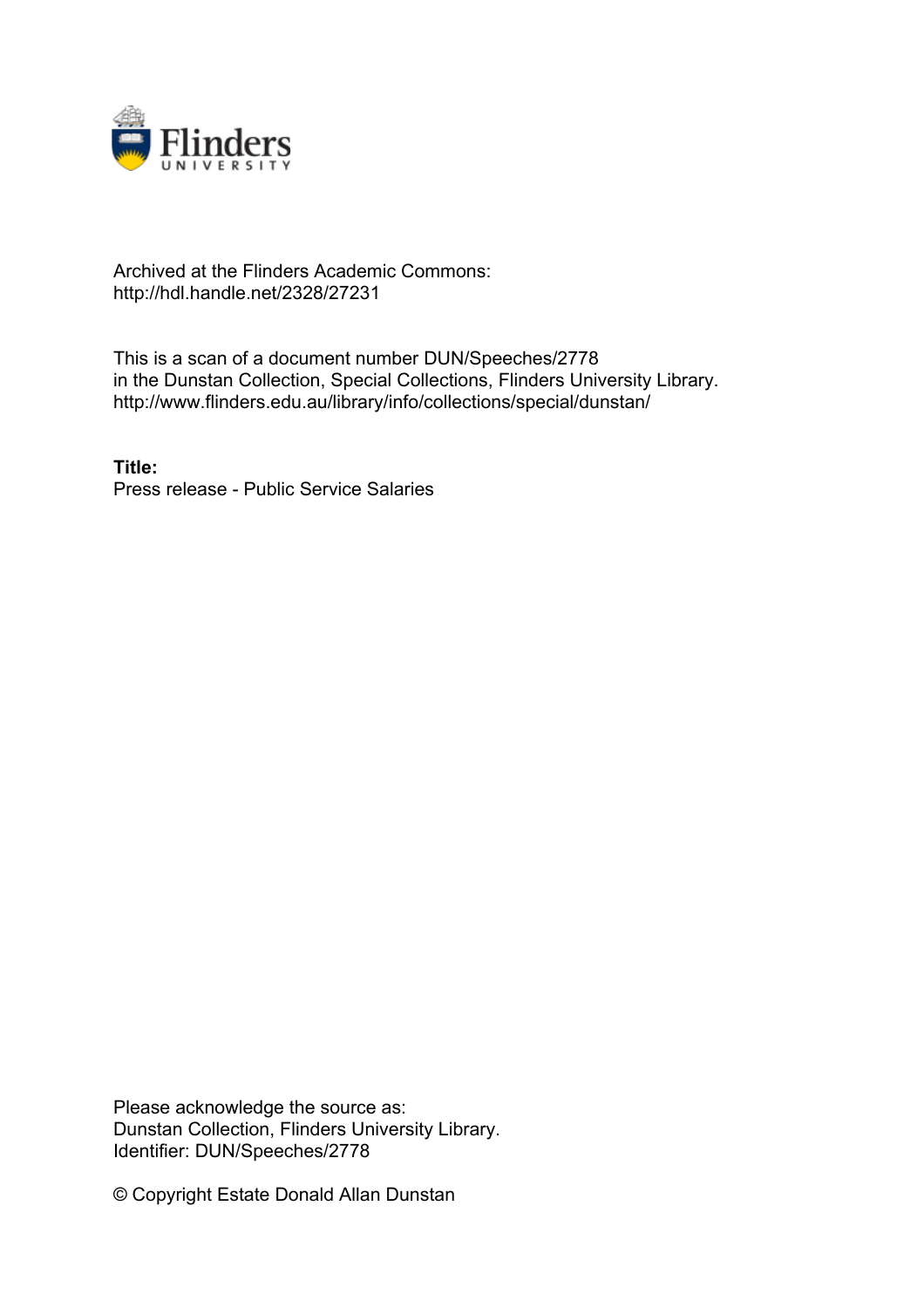Archived at the Flinders Academic Commons:
http://hdl.handle.net/2328/27231

This is a scan of a document number DUN/Speeches/2778
in the Dunstan Collection, Special Collections, Flinders University Library.
http://www.flinders.edu.au/library/info/collections/special/dunstan/

**Title:**
Press release - Public Service Salaries

Please acknowledge the source as:
Dunstan Collection, Flinders University Library.
Identifier: DUN/Speeches/2778

© Copyright Estate Donald Allan Dunstan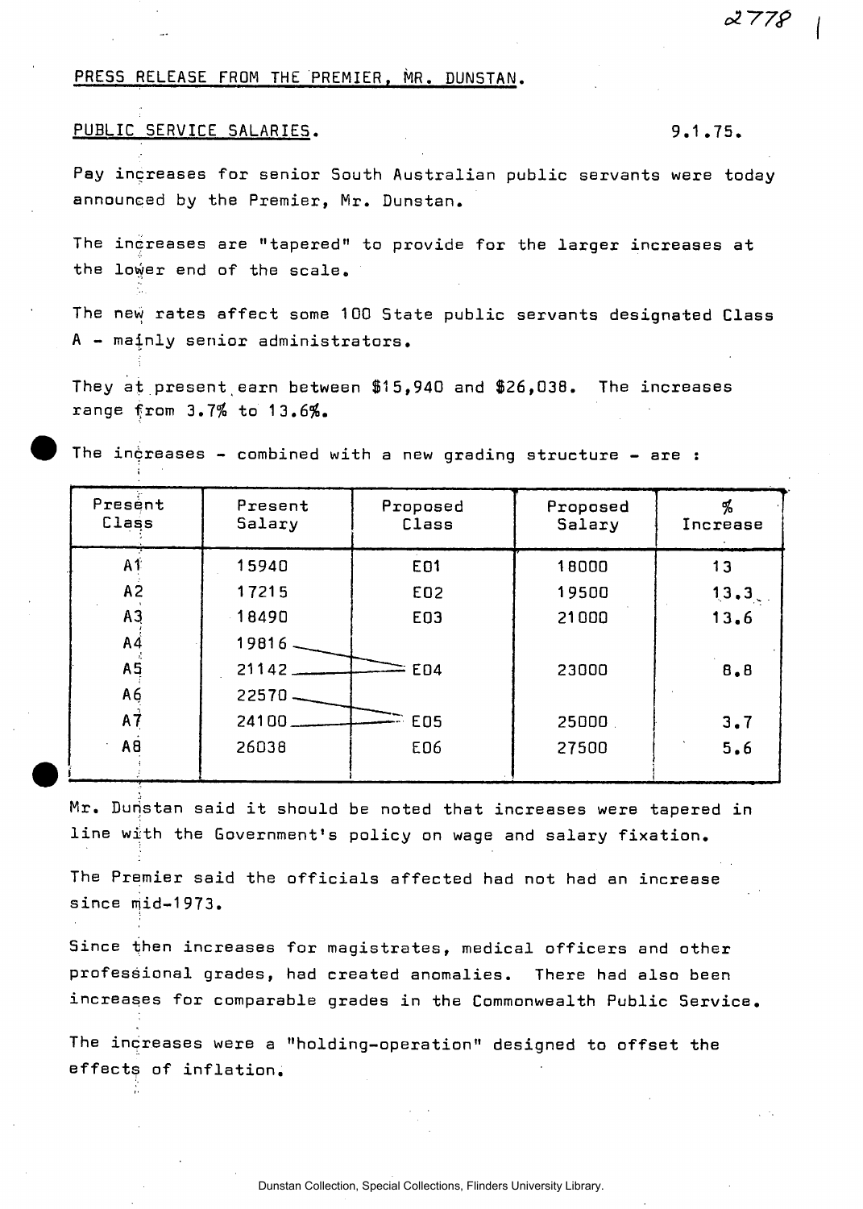PRESS RELEASE FROM THE PREMIER, MR. DUNSTAN.

PUBLIC SERVICE SALARIES. 9.1.75.

Pay increases for senior South Australian public servants were today announced by the Premier, Mr. Dunstan.

The increases are "tapered" to provide for the larger increases at the lower end of the scale.

The new rates affect some 100 State public servants designated Class A - mainly senior administrators.

They at present earn between $15,940 and $26,038. The increases range from 3.7% to 13.6%.

The increases - combined with a new grading structure - are :

| Present Class | Present Salary | Proposed Class | Proposed Salary | % Increase |
|---|---|---|---|---|
| A1 | 15940 | E01 | 18000 | 13 |
| A2 | 17215 | E02 | 19500 | 13.3 |
| A3 | 18490 | E03 | 21000 | 13.6 |
| A4 | 19816 | E04 | 23000 | 8.8 |
| A5 | 21142 | E04 | 23000 | 8.8 |
| A6 | 22570 | E05 | 25000 | 3.7 |
| A7 | 24100 | E05 | 25000 | 3.7 |
| A8 | 26038 | E06 | 27500 | 5.6 |

Mr. Dunstan said it should be noted that increases were tapered in line with the Government's policy on wage and salary fixation.

The Premier said the officials affected had not had an increase since mid-1973.

Since then increases for magistrates, medical officers and other professional grades, had created anomalies. There had also been increases for comparable grades in the Commonwealth Public Service.

The increases were a "holding-operation" designed to offset the effects of inflation.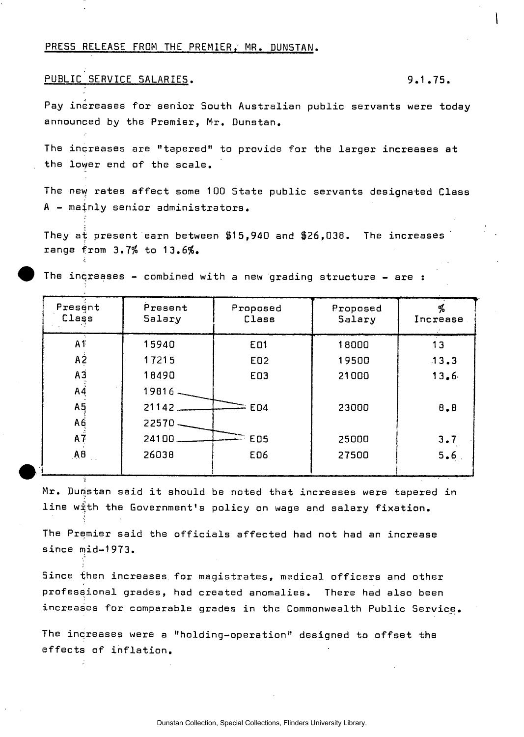PRESS RELEASE FROM THE PREMIER, MR. DUNSTAN.

PUBLIC SERVICE SALARIES. 9.1.75.

Pay increases for senior South Australian public servants were today announced by the Premier, Mr. Dunstan.

The increases are "tapered" to provide for the larger increases at the lower end of the scale.

The new rates affect some 100 State public servants designated Class A - mainly senior administrators.

They at present earn between $15,940 and $26,038. The increases range from 3.7% to 13.6%.

The increases - combined with a new grading structure - are :

| Present Class | Present Salary | Proposed Class | Proposed Salary | % Increase |
|---|---|---|---|---|
| A1 | 15940 | E01 | 18000 | 13 |
| A2 | 17215 | E02 | 19500 | 13.3 |
| A3 | 18490 | E03 | 21000 | 13.6 |
| A4 | 19816 | | | |
| A5 | 21142 | E04 | 23000 | 8.8 |
| A6 | 22570 | | | |
| A7 | 24100 | E05 | 25000 | 3.7 |
| A8 | 26038 | E06 | 27500 | 5.6 |

Mr. Dunstan said it should be noted that increases were tapered in line with the Government's policy on wage and salary fixation.

The Premier said the officials affected had not had an increase since mid-1973.

Since then increases for magistrates, medical officers and other professional grades, had created anomalies. There had also been increases for comparable grades in the Commonwealth Public Service.

The increases were a "holding-operation" designed to offset the effects of inflation.